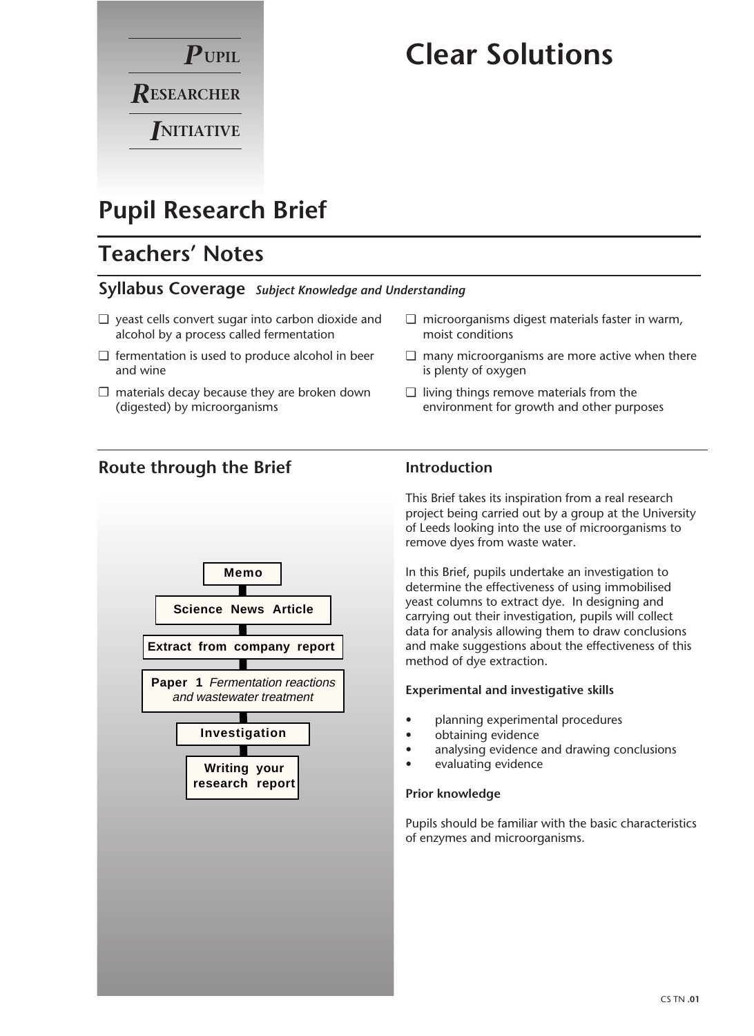**P**UPIL **R**ESEARCHER **I**NITIATIVE

# Clear Solutions

## Pupil Research Brief

## Teachers' Notes

### Syllabus Coverage *Subject Knowledge and Understanding*

- ❑ yeast cells convert sugar into carbon dioxide and alcohol by a process called fermentation
- ❑ fermentation is used to produce alcohol in beer and wine
- ❑ materials decay because they are broken down (digested) by microorganisms
- ❑ microorganisms digest materials faster in warm, moist conditions
- ❑ many microorganisms are more active when there is plenty of oxygen
- ❑ living things remove materials from the environment for growth and other purposes

### Route through the Brief

**Memo**

**Science News Article**

**Extract from company report**

**Paper 1** *Fermentation reactions and wastewater treatment*

**Investigation**

**Writing your research report**

### Introduction

This Brief takes its inspiration from a real research project being carried out by a group at the University of Leeds looking into the use of microorganisms to remove dyes from waste water.

In this Brief, pupils undertake an investigation to determine the effectiveness of using immobilised yeast columns to extract dye. In designing and carrying out their investigation, pupils will collect data for analysis allowing them to draw conclusions and make suggestions about the effectiveness of this method of dye extraction.

#### Experimental and investigative skills

- planning experimental procedures
- obtaining evidence
- analysing evidence and drawing conclusions
- evaluating evidence

#### Prior knowledge

Pupils should be familiar with the basic characteristics of enzymes and microorganisms.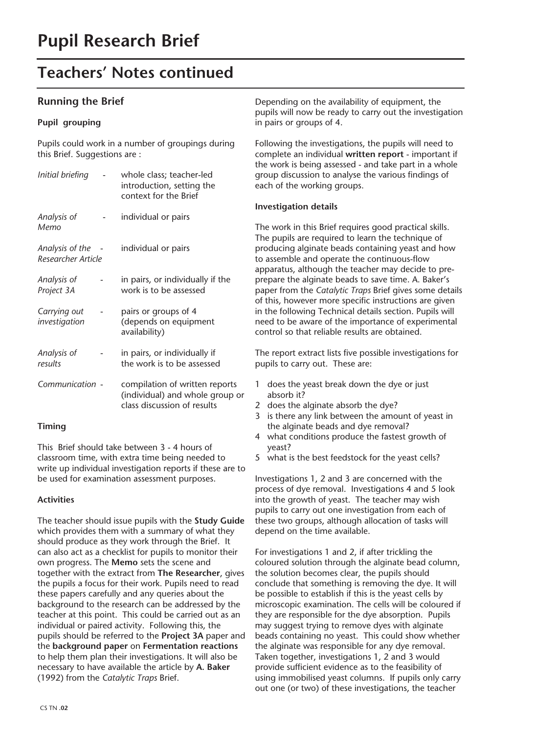# Pupil Research Brief

## Teachers' Notes continued

### Running the Brief

#### Pupil grouping

Pupils could work in a number of groupings during this Brief. Suggestions are :

| | |
|---|---|
| *Initial briefing* | whole class; teacher-led introduction, setting the context for the Brief |
| *Analysis of Memo* | individual or pairs |
| *Analysis of the Researcher Article* | individual or pairs |
| *Analysis of Project 3A* | in pairs, or individually if the work is to be assessed |
| *Carrying out investigation* | pairs or groups of 4 (depends on equipment availability) |
| *Analysis of results* | in pairs, or individually if the work is to be assessed |
| *Communication* | compilation of written reports (individual) and whole group or class discussion of results |

#### Timing

This Brief should take between 3 - 4 hours of classroom time, with extra time being needed to write up individual investigation reports if these are to be used for examination assessment purposes.

#### Activities

The teacher should issue pupils with the **Study Guide** which provides them with a summary of what they should produce as they work through the Brief. It can also act as a checklist for pupils to monitor their own progress. The **Memo** sets the scene and together with the extract from **The Researcher**, gives the pupils a focus for their work. Pupils need to read these papers carefully and any queries about the background to the research can be addressed by the teacher at this point. This could be carried out as an individual or paired activity. Following this, the pupils should be referred to the **Project 3A** paper and the **background paper** on **Fermentation reactions** to help them plan their investigations. It will also be necessary to have available the article by **A. Baker** (1992) from the *Catalytic Traps* Brief.

Depending on the availability of equipment, the pupils will now be ready to carry out the investigation in pairs or groups of 4.

Following the investigations, the pupils will need to complete an individual **written report** - important if the work is being assessed - and take part in a whole group discussion to analyse the various findings of each of the working groups.

#### Investigation details

The work in this Brief requires good practical skills. The pupils are required to learn the technique of producing alginate beads containing yeast and how to assemble and operate the continuous-flow apparatus, although the teacher may decide to pre-prepare the alginate beads to save time. A. Baker's paper from the *Catalytic Traps* Brief gives some details of this, however more specific instructions are given in the following Technical details section. Pupils will need to be aware of the importance of experimental control so that reliable results are obtained.

The report extract lists five possible investigations for pupils to carry out. These are:

1. does the yeast break down the dye or just absorb it?
2. does the alginate absorb the dye?
3. is there any link between the amount of yeast in the alginate beads and dye removal?
4. what conditions produce the fastest growth of yeast?
5. what is the best feedstock for the yeast cells?

Investigations 1, 2 and 3 are concerned with the process of dye removal. Investigations 4 and 5 look into the growth of yeast. The teacher may wish pupils to carry out one investigation from each of these two groups, although allocation of tasks will depend on the time available.

For investigations 1 and 2, if after trickling the coloured solution through the alginate bead column, the solution becomes clear, the pupils should conclude that something is removing the dye. It will be possible to establish if this is the yeast cells by microscopic examination. The cells will be coloured if they are responsible for the dye absorption. Pupils may suggest trying to remove dyes with alginate beads containing no yeast. This could show whether the alginate was responsible for any dye removal. Taken together, investigations 1, 2 and 3 would provide sufficient evidence as to the feasibility of using immobilised yeast columns. If pupils only carry out one (or two) of these investigations, the teacher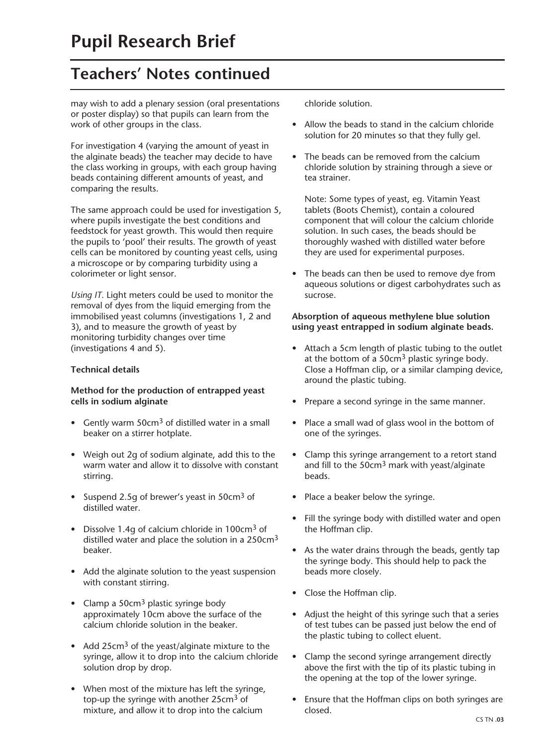# Pupil Research Brief

## Teachers' Notes continued

may wish to add a plenary session (oral presentations or poster display) so that pupils can learn from the work of other groups in the class.

For investigation 4 (varying the amount of yeast in the alginate beads) the teacher may decide to have the class working in groups, with each group having beads containing different amounts of yeast, and comparing the results.

The same approach could be used for investigation 5, where pupils investigate the best conditions and feedstock for yeast growth. This would then require the pupils to 'pool' their results. The growth of yeast cells can be monitored by counting yeast cells, using a microscope or by comparing turbidity using a colorimeter or light sensor.

*Using IT*. Light meters could be used to monitor the removal of dyes from the liquid emerging from the immobilised yeast columns (investigations 1, 2 and 3), and to measure the growth of yeast by monitoring turbidity changes over time (investigations 4 and 5).

**Technical details**

**Method for the production of entrapped yeast cells in sodium alginate**

- Gently warm 50cm$^3$ of distilled water in a small beaker on a stirrer hotplate.
- Weigh out 2g of sodium alginate, add this to the warm water and allow it to dissolve with constant stirring.
- Suspend 2.5g of brewer's yeast in 50cm$^3$ of distilled water.
- Dissolve 1.4g of calcium chloride in 100cm$^3$ of distilled water and place the solution in a 250cm$^3$ beaker.
- Add the alginate solution to the yeast suspension with constant stirring.
- Clamp a 50cm$^3$ plastic syringe body approximately 10cm above the surface of the calcium chloride solution in the beaker.
- Add 25cm$^3$ of the yeast/alginate mixture to the syringe, allow it to drop into the calcium chloride solution drop by drop.
- When most of the mixture has left the syringe, top-up the syringe with another 25cm$^3$ of mixture, and allow it to drop into the calcium chloride solution.
- Allow the beads to stand in the calcium chloride solution for 20 minutes so that they fully gel.
- The beads can be removed from the calcium chloride solution by straining through a sieve or tea strainer.

  Note: Some types of yeast, eg. Vitamin Yeast tablets (Boots Chemist), contain a coloured component that will colour the calcium chloride solution. In such cases, the beads should be thoroughly washed with distilled water before they are used for experimental purposes.

- The beads can then be used to remove dye from aqueous solutions or digest carbohydrates such as sucrose.

**Absorption of aqueous methylene blue solution using yeast entrapped in sodium alginate beads.**

- Attach a 5cm length of plastic tubing to the outlet at the bottom of a 50cm$^3$ plastic syringe body. Close a Hoffman clip, or a similar clamping device, around the plastic tubing.
- Prepare a second syringe in the same manner.
- Place a small wad of glass wool in the bottom of one of the syringes.
- Clamp this syringe arrangement to a retort stand and fill to the 50cm$^3$ mark with yeast/alginate beads.
- Place a beaker below the syringe.
- Fill the syringe body with distilled water and open the Hoffman clip.
- As the water drains through the beads, gently tap the syringe body. This should help to pack the beads more closely.
- Close the Hoffman clip.
- Adjust the height of this syringe such that a series of test tubes can be passed just below the end of the plastic tubing to collect eluent.
- Clamp the second syringe arrangement directly above the first with the tip of its plastic tubing in the opening at the top of the lower syringe.
- Ensure that the Hoffman clips on both syringes are closed.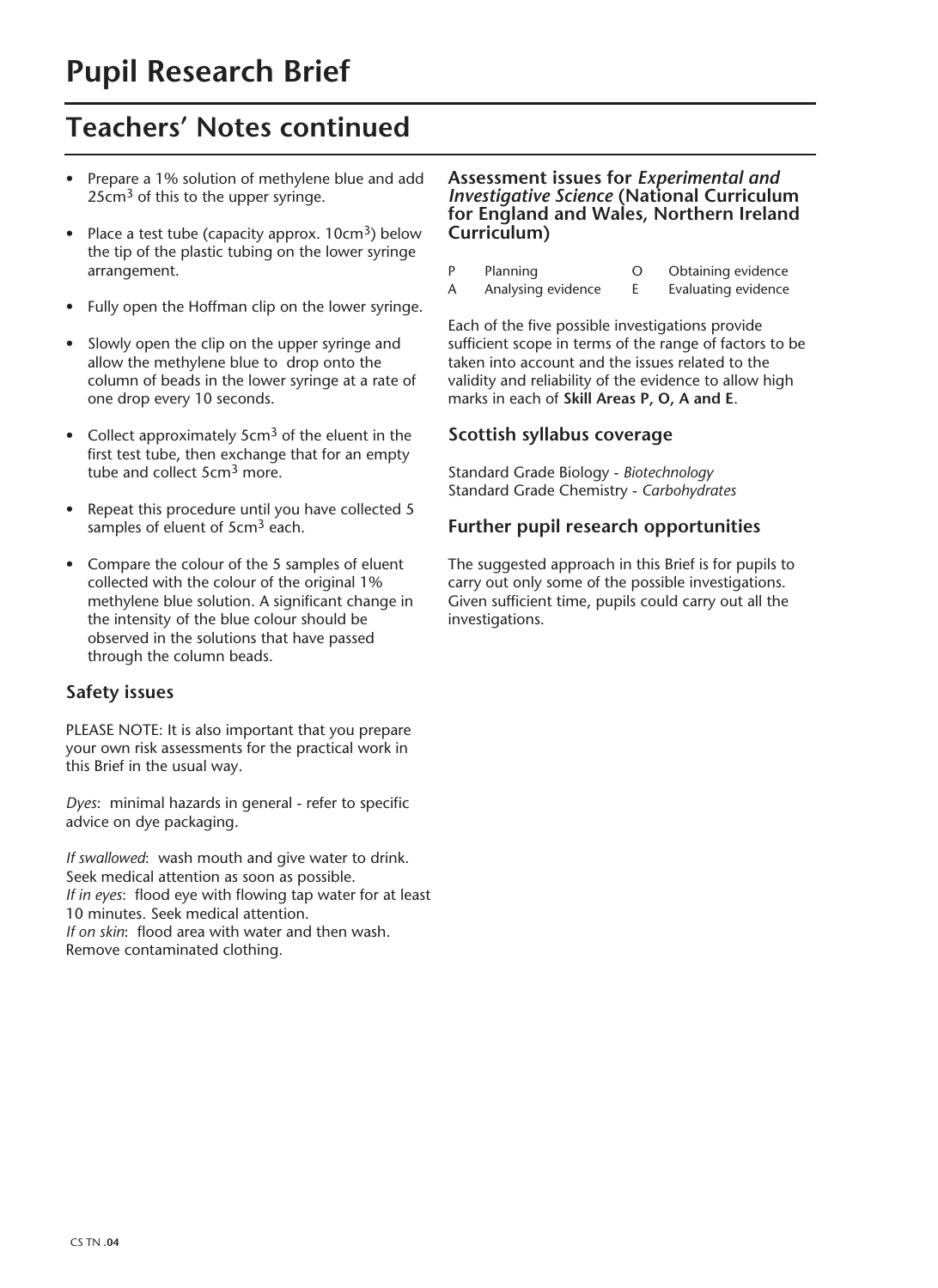# Pupil Research Brief

## Teachers' Notes continued

- Prepare a 1% solution of methylene blue and add 25cm$^3$ of this to the upper syringe.
- Place a test tube (capacity approx. 10cm$^3$) below the tip of the plastic tubing on the lower syringe arrangement.
- Fully open the Hoffman clip on the lower syringe.
- Slowly open the clip on the upper syringe and allow the methylene blue to drop onto the column of beads in the lower syringe at a rate of one drop every 10 seconds.
- Collect approximately 5cm$^3$ of the eluent in the first test tube, then exchange that for an empty tube and collect 5cm$^3$ more.
- Repeat this procedure until you have collected 5 samples of eluent of 5cm$^3$ each.
- Compare the colour of the 5 samples of eluent collected with the colour of the original 1% methylene blue solution. A significant change in the intensity of the blue colour should be observed in the solutions that have passed through the column beads.

### Safety issues

PLEASE NOTE: It is also important that you prepare your own risk assessments for the practical work in this Brief in the usual way.

*Dyes*: minimal hazards in general - refer to specific advice on dye packaging.

*If swallowed*: wash mouth and give water to drink. Seek medical attention as soon as possible.
*If in eyes*: flood eye with flowing tap water for at least 10 minutes. Seek medical attention.
*If on skin*: flood area with water and then wash. Remove contaminated clothing.

### Assessment issues for *Experimental and Investigative Science* (National Curriculum for England and Wales, Northern Ireland Curriculum)

| | | | |
|---|---|---|---|
| P | Planning | O | Obtaining evidence |
| A | Analysing evidence | E | Evaluating evidence |

Each of the five possible investigations provide sufficient scope in terms of the range of factors to be taken into account and the issues related to the validity and reliability of the evidence to allow high marks in each of **Skill Areas P, O, A and E**.

### Scottish syllabus coverage

Standard Grade Biology - *Biotechnology*
Standard Grade Chemistry - *Carbohydrates*

### Further pupil research opportunities

The suggested approach in this Brief is for pupils to carry out only some of the possible investigations. Given sufficient time, pupils could carry out all the investigations.